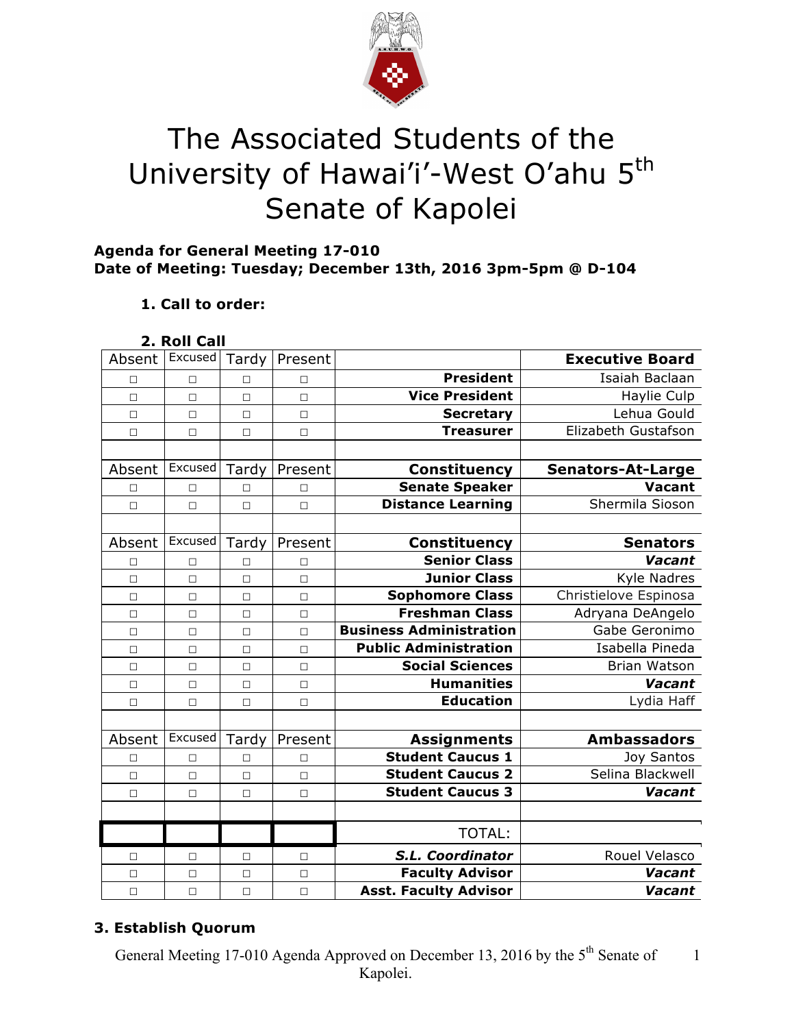# The Associated Students of the University of Hawai'i-West O'ahu 5th Senate of Kapolei

**Agenda for General Meeting 17-010**
**Date of Meeting: Tuesday; December 13th, 2016 3pm-5pm @ D-104**

1. **Call to order:**

2. **Roll Call**

| Absent | Excused | Tardy | Present | | **Executive Board** |
|---|---|---|---|---|---|
| □ | □ | □ | □ | **President** | Isaiah Baclaan |
| □ | □ | □ | □ | **Vice President** | Haylie Culp |
| □ | □ | □ | □ | **Secretary** | Lehua Gould |
| □ | □ | □ | □ | **Treasurer** | Elizabeth Gustafson |
| | | | | | |
| Absent | Excused | Tardy | Present | **Constituency** | **Senators-At-Large** |
| □ | □ | □ | □ | **Senate Speaker** | **Vacant** |
| □ | □ | □ | □ | **Distance Learning** | Shermila Sioson |
| | | | | | |
| Absent | Excused | Tardy | Present | **Constituency** | **Senators** |
| □ | □ | □ | □ | **Senior Class** | ***Vacant*** |
| □ | □ | □ | □ | **Junior Class** | Kyle Nadres |
| □ | □ | □ | □ | **Sophomore Class** | Christielove Espinosa |
| □ | □ | □ | □ | **Freshman Class** | Adryana DeAngelo |
| □ | □ | □ | □ | **Business Administration** | Gabe Geronimo |
| □ | □ | □ | □ | **Public Administration** | Isabella Pineda |
| □ | □ | □ | □ | **Social Sciences** | Brian Watson |
| □ | □ | □ | □ | **Humanities** | ***Vacant*** |
| □ | □ | □ | □ | **Education** | Lydia Haff |
| | | | | | |
| Absent | Excused | Tardy | Present | **Assignments** | **Ambassadors** |
| □ | □ | □ | □ | **Student Caucus 1** | Joy Santos |
| □ | □ | □ | □ | **Student Caucus 2** | Selina Blackwell |
| □ | □ | □ | □ | **Student Caucus 3** | ***Vacant*** |
| | | | | | |
| | | | | TOTAL: | |
| □ | □ | □ | □ | ***S.L. Coordinator*** | Rouel Velasco |
| □ | □ | □ | □ | **Faculty Advisor** | ***Vacant*** |
| □ | □ | □ | □ | **Asst. Faculty Advisor** | ***Vacant*** |

3. **Establish Quorum**

General Meeting 17-010 Agenda Approved on December 13, 2016 by the 5th Senate of Kapolei.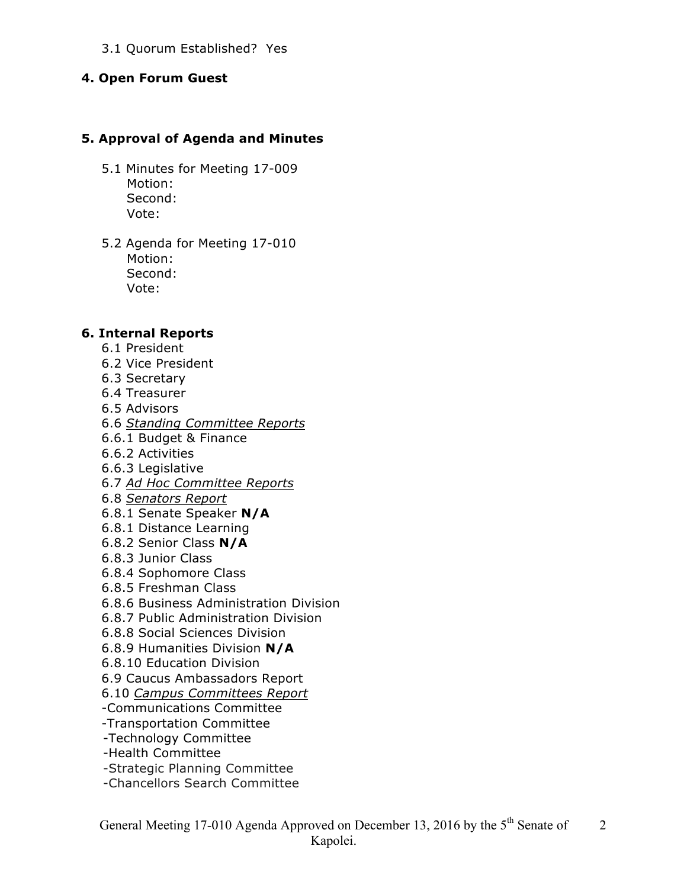3.1 Quorum Established? Yes

## 4. Open Forum Guest

## 5. Approval of Agenda and Minutes

5.1 Minutes for Meeting 17-009
    Motion:
    Second:
    Vote:

5.2 Agenda for Meeting 17-010
    Motion:
    Second:
    Vote:

## 6. Internal Reports

6.1 President
6.2 Vice President
6.3 Secretary
6.4 Treasurer
6.5 Advisors
6.6 *<u>Standing Committee Reports</u>*
6.6.1 Budget & Finance
6.6.2 Activities
6.6.3 Legislative
6.7 *<u>Ad Hoc Committee Reports</u>*
6.8 *<u>Senators Report</u>*
6.8.1 Senate Speaker **N/A**
6.8.1 Distance Learning
6.8.2 Senior Class **N/A**
6.8.3 Junior Class
6.8.4 Sophomore Class
6.8.5 Freshman Class
6.8.6 Business Administration Division
6.8.7 Public Administration Division
6.8.8 Social Sciences Division
6.8.9 Humanities Division **N/A**
6.8.10 Education Division
6.9 Caucus Ambassadors Report
6.10 *<u>Campus Committees Report</u>*
-Communications Committee
-Transportation Committee
-Technology Committee
-Health Committee
-Strategic Planning Committee
-Chancellors Search Committee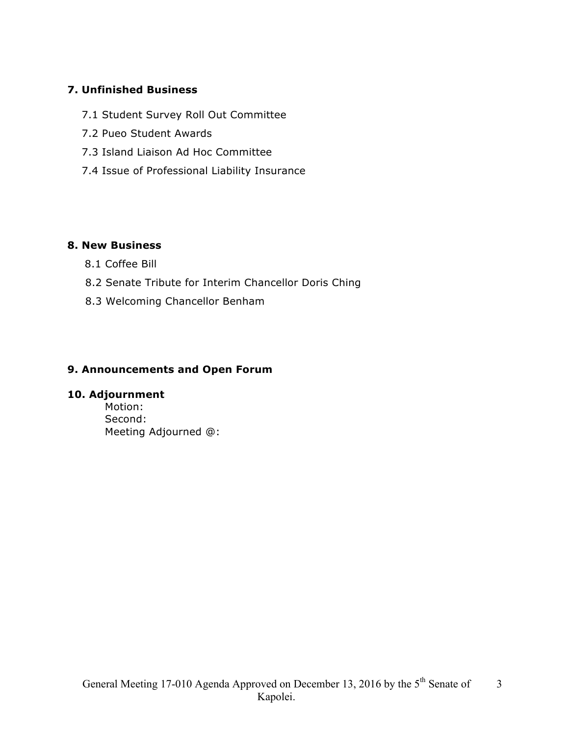**7. Unfinished Business**

7.1 Student Survey Roll Out Committee

7.2 Pueo Student Awards

7.3 Island Liaison Ad Hoc Committee

7.4 Issue of Professional Liability Insurance

**8. New Business**

8.1 Coffee Bill

8.2 Senate Tribute for Interim Chancellor Doris Ching

8.3 Welcoming Chancellor Benham

**9. Announcements and Open Forum**

**10. Adjournment**

Motion:
Second:
Meeting Adjourned @: